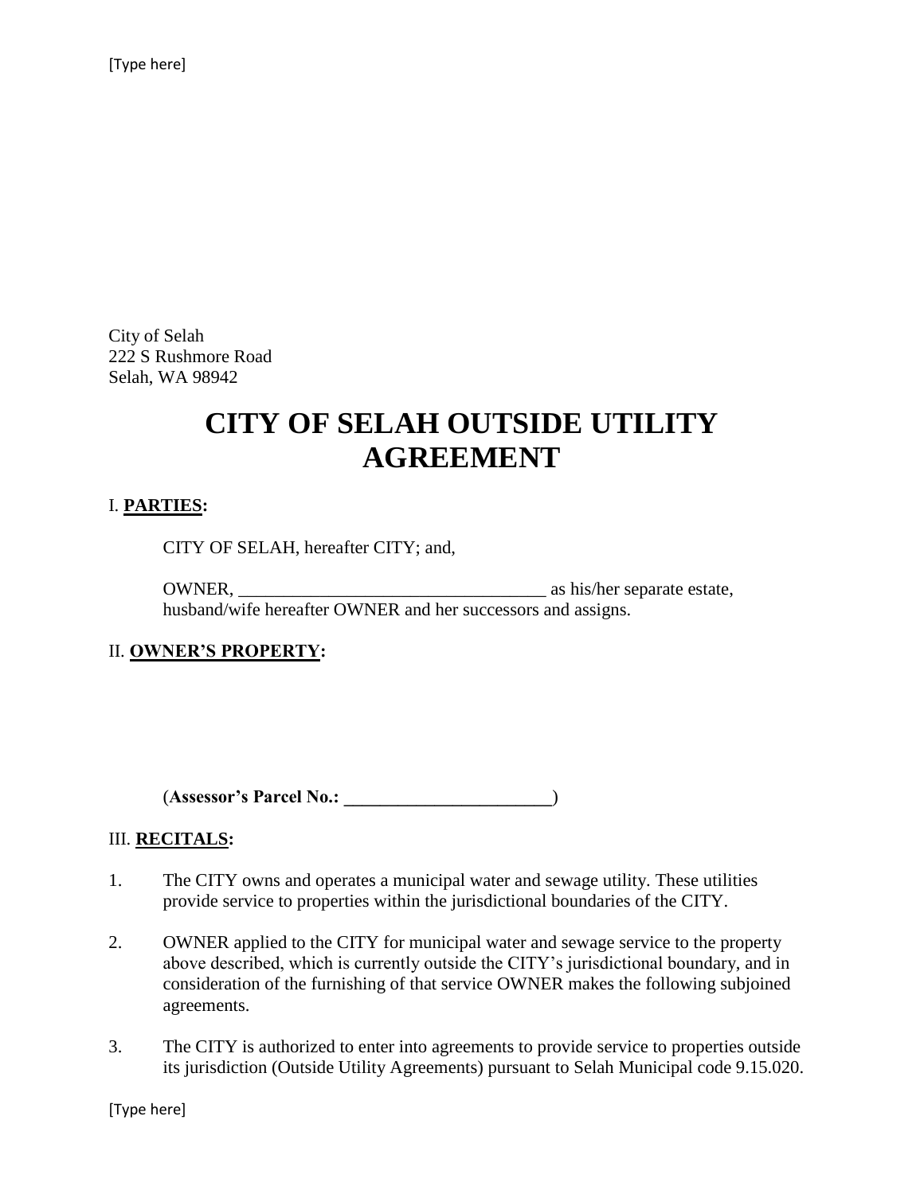City of Selah
222 S Rushmore Road
Selah, WA 98942

# CITY OF SELAH OUTSIDE UTILITY AGREEMENT

I. **PARTIES:**

CITY OF SELAH, hereafter CITY; and,

OWNER, ___________________________________ as his/her separate estate, husband/wife hereafter OWNER and her successors and assigns.

II. **OWNER'S PROPERTY:**

(**Assessor's Parcel No.: _______________________**)

III. **RECITALS:**

1. The CITY owns and operates a municipal water and sewage utility. These utilities provide service to properties within the jurisdictional boundaries of the CITY.

2. OWNER applied to the CITY for municipal water and sewage service to the property above described, which is currently outside the CITY's jurisdictional boundary, and in consideration of the furnishing of that service OWNER makes the following subjoined agreements.

3. The CITY is authorized to enter into agreements to provide service to properties outside its jurisdiction (Outside Utility Agreements) pursuant to Selah Municipal code 9.15.020.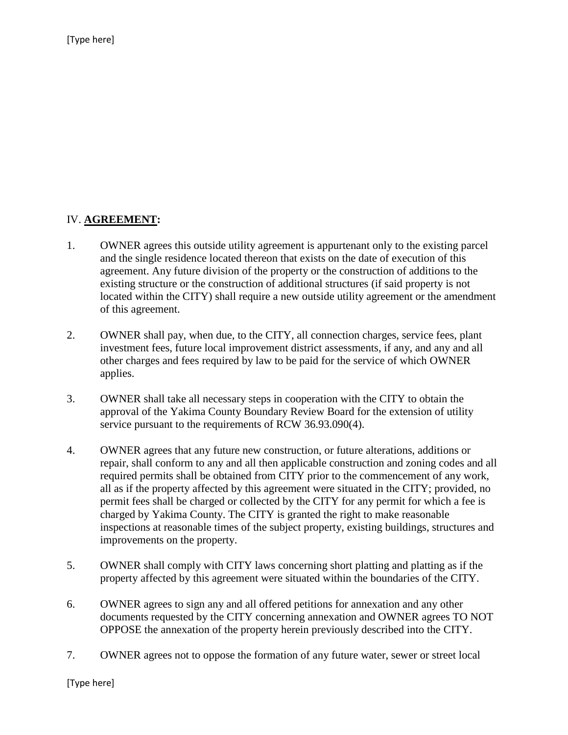IV. **AGREEMENT:**

1. OWNER agrees this outside utility agreement is appurtenant only to the existing parcel and the single residence located thereon that exists on the date of execution of this agreement. Any future division of the property or the construction of additions to the existing structure or the construction of additional structures (if said property is not located within the CITY) shall require a new outside utility agreement or the amendment of this agreement.

2. OWNER shall pay, when due, to the CITY, all connection charges, service fees, plant investment fees, future local improvement district assessments, if any, and any and all other charges and fees required by law to be paid for the service of which OWNER applies.

3. OWNER shall take all necessary steps in cooperation with the CITY to obtain the approval of the Yakima County Boundary Review Board for the extension of utility service pursuant to the requirements of RCW 36.93.090(4).

4. OWNER agrees that any future new construction, or future alterations, additions or repair, shall conform to any and all then applicable construction and zoning codes and all required permits shall be obtained from CITY prior to the commencement of any work, all as if the property affected by this agreement were situated in the CITY; provided, no permit fees shall be charged or collected by the CITY for any permit for which a fee is charged by Yakima County. The CITY is granted the right to make reasonable inspections at reasonable times of the subject property, existing buildings, structures and improvements on the property.

5. OWNER shall comply with CITY laws concerning short platting and platting as if the property affected by this agreement were situated within the boundaries of the CITY.

6. OWNER agrees to sign any and all offered petitions for annexation and any other documents requested by the CITY concerning annexation and OWNER agrees TO NOT OPPOSE the annexation of the property herein previously described into the CITY.

7. OWNER agrees not to oppose the formation of any future water, sewer or street local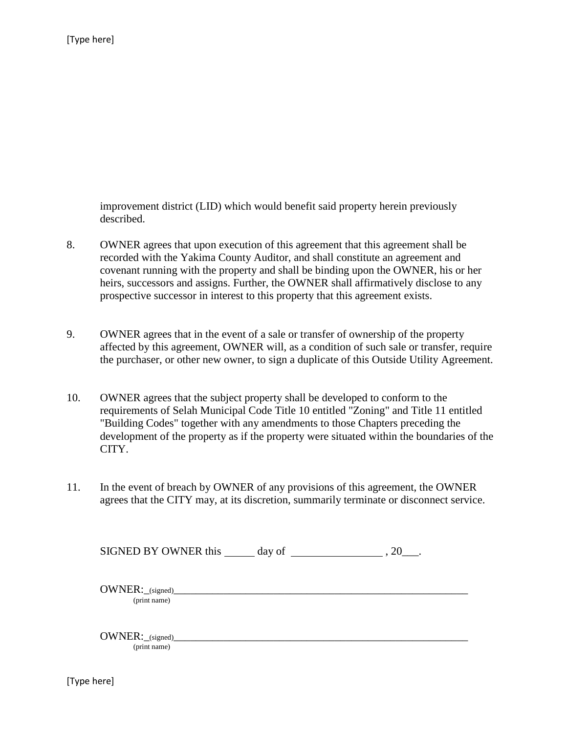improvement district (LID) which would benefit said property herein previously described.

8. OWNER agrees that upon execution of this agreement that this agreement shall be recorded with the Yakima County Auditor, and shall constitute an agreement and covenant running with the property and shall be binding upon the OWNER, his or her heirs, successors and assigns. Further, the OWNER shall affirmatively disclose to any prospective successor in interest to this property that this agreement exists.

9. OWNER agrees that in the event of a sale or transfer of ownership of the property affected by this agreement, OWNER will, as a condition of such sale or transfer, require the purchaser, or other new owner, to sign a duplicate of this Outside Utility Agreement.

10. OWNER agrees that the subject property shall be developed to conform to the requirements of Selah Municipal Code Title 10 entitled "Zoning" and Title 11 entitled "Building Codes" together with any amendments to those Chapters preceding the development of the property as if the property were situated within the boundaries of the CITY.

11. In the event of breach by OWNER of any provisions of this agreement, the OWNER agrees that the CITY may, at its discretion, summarily terminate or disconnect service.

SIGNED BY OWNER this _____ day of ________________ , 20___.

OWNER:_(signed)___________________________________________________________
(print name)

OWNER:_(signed)___________________________________________________________
(print name)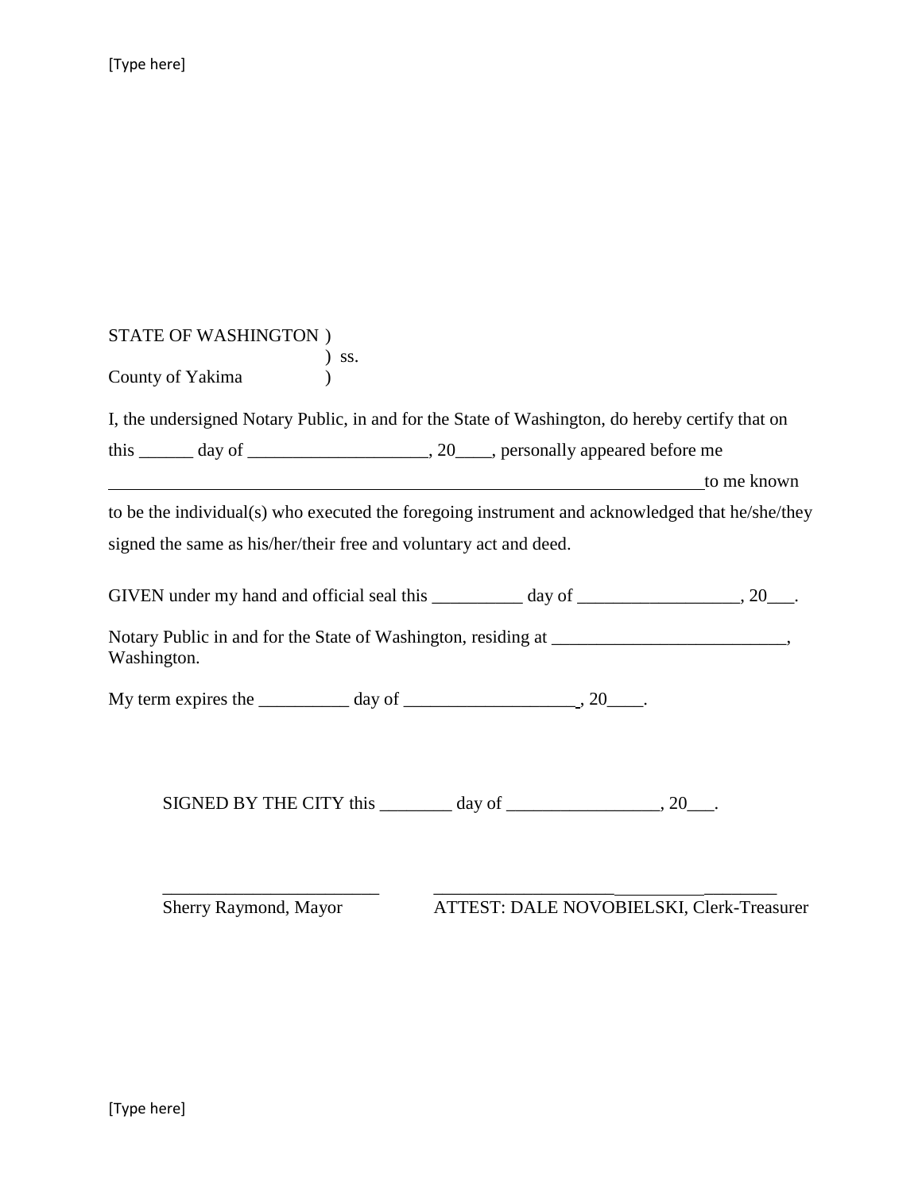STATE OF WASHINGTON )
) ss.
County of Yakima )

I, the undersigned Notary Public, in and for the State of Washington, do hereby certify that on this ______ day of ____________________, 20____, personally appeared before me ____________________________________________________________________to me known to be the individual(s) who executed the foregoing instrument and acknowledged that he/she/they signed the same as his/her/their free and voluntary act and deed.

GIVEN under my hand and official seal this __________ day of __________________, 20___.

Notary Public in and for the State of Washington, residing at __________________________, Washington.

My term expires the __________ day of ___________________, 20____.

SIGNED BY THE CITY this ________ day of _________________, 20___.

________________________ ______________________________________

Sherry Raymond, Mayor ATTEST: DALE NOVOBIELSKI, Clerk-Treasurer